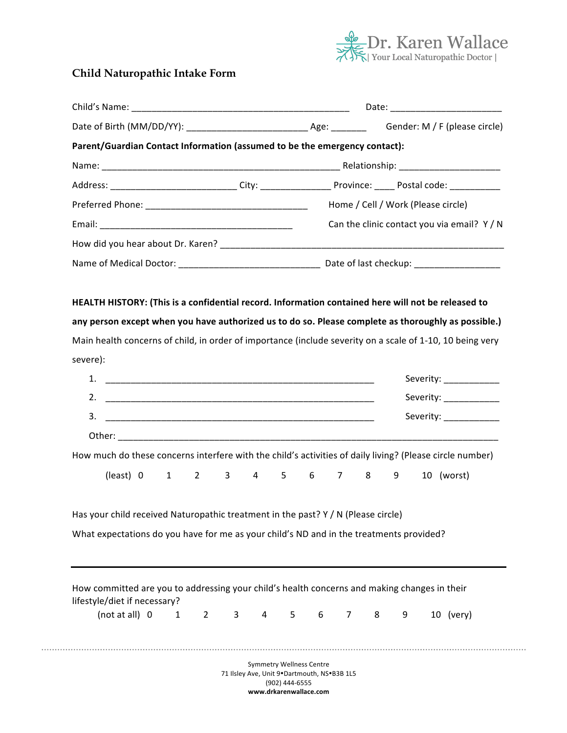Dr. Karen Wallace
| Your Local Naturopathic Doctor |

# Child Naturopathic Intake Form

Child's Name: ____________________________________________ Date: ______________________

Date of Birth (MM/DD/YY): ________________________ Age: _______ Gender: M / F (please circle)

**Parent/Guardian Contact Information (assumed to be the emergency contact):**

Name: ________________________________________________ Relationship: ____________________

Address: ________________________ City: ______________ Province: ____ Postal code: __________

Preferred Phone: _________________________________ Home / Cell / Work (Please circle)

Email: ________________________________________ Can the clinic contact you via email? Y / N

How did you hear about Dr. Karen? ____________________________________________________________

Name of Medical Doctor: ____________________________ Date of last checkup: _________________

**HEALTH HISTORY: (This is a confidential record. Information contained here will not be released to any person except when you have authorized us to do so. Please complete as thoroughly as possible.)**

Main health concerns of child, in order of importance (include severity on a scale of 1-10, 10 being very severe):

1. _______________________________________________________ Severity: ___________
2. _______________________________________________________ Severity: ___________
3. _______________________________________________________ Severity: ___________

Other: ______________________________________________________________________________

How much do these concerns interfere with the child's activities of daily living? (Please circle number)

(least) 0 1 2 3 4 5 6 7 8 9 10 (worst)

Has your child received Naturopathic treatment in the past? Y / N (Please circle)

What expectations do you have for me as your child's ND and in the treatments provided?

---

How committed are you to addressing your child's health concerns and making changes in their lifestyle/diet if necessary?

(not at all) 0 1 2 3 4 5 6 7 8 9 10 (very)

Symmetry Wellness Centre
71 Ilsley Ave, Unit 9•Dartmouth, NS•B3B 1L5
(902) 444-6555
**www.drkarenwallace.com**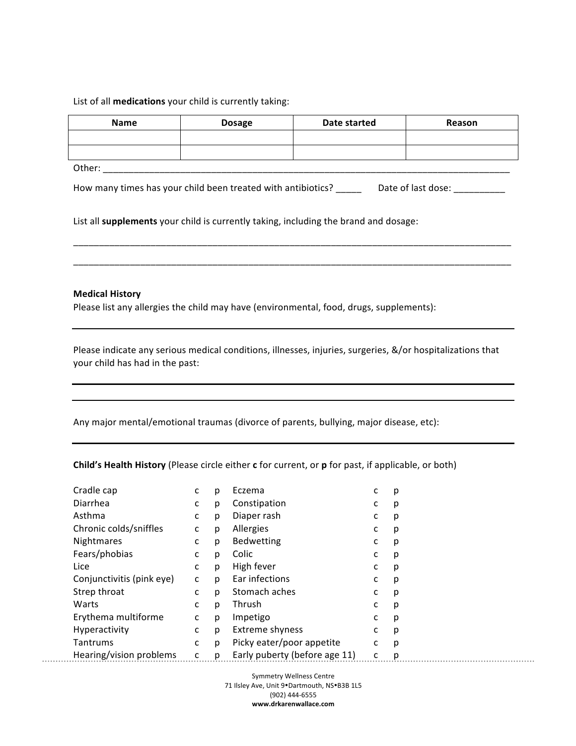List of all **medications** your child is currently taking:

| Name | Dosage | Date started | Reason |
|---|---|---|---|
| | | | |
| | | | |

Other: ___________________________________________________________________________________

How many times has your child been treated with antibiotics? _____ Date of last dose: __________

List all **supplements** your child is currently taking, including the brand and dosage:

_________________________________________________________________________________________

_________________________________________________________________________________________

**Medical History**

Please list any allergies the child may have (environmental, food, drugs, supplements):

_________________________________________________________________________________________

Please indicate any serious medical conditions, illnesses, injuries, surgeries, &/or hospitalizations that your child has had in the past:

_________________________________________________________________________________________

_________________________________________________________________________________________

Any major mental/emotional traumas (divorce of parents, bullying, major disease, etc):

_________________________________________________________________________________________

**Child's Health History** (Please circle either **c** for current, or **p** for past, if applicable, or both)

| | | | | | |
|---|---|---|---|---|---|
| Cradle cap | c | p | Eczema | c | p |
| Diarrhea | c | p | Constipation | c | p |
| Asthma | c | p | Diaper rash | c | p |
| Chronic colds/sniffles | c | p | Allergies | c | p |
| Nightmares | c | p | Bedwetting | c | p |
| Fears/phobias | c | p | Colic | c | p |
| Lice | c | p | High fever | c | p |
| Conjunctivitis (pink eye) | c | p | Ear infections | c | p |
| Strep throat | c | p | Stomach aches | c | p |
| Warts | c | p | Thrush | c | p |
| Erythema multiforme | c | p | Impetigo | c | p |
| Hyperactivity | c | p | Extreme shyness | c | p |
| Tantrums | c | p | Picky eater/poor appetite | c | p |
| Hearing/vision problems | c | p | Early puberty (before age 11) | c | p |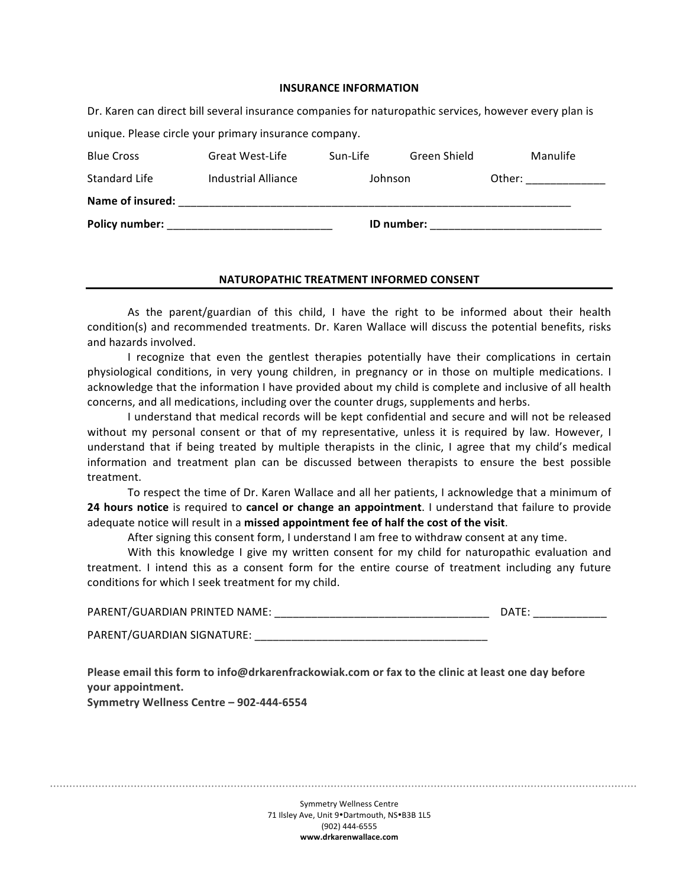## INSURANCE INFORMATION

Dr. Karen can direct bill several insurance companies for naturopathic services, however every plan is unique. Please circle your primary insurance company.

| | | | | |
|---|---|---|---|---|
| Blue Cross | Great West-Life | Sun-Life | Green Shield | Manulife |
| Standard Life | Industrial Alliance | Johnson | | Other: _____________ |

**Name of insured:** _____________________________________________________________________

**Policy number:** ___________________________ **ID number:** ____________________________

## NATUROPATHIC TREATMENT INFORMED CONSENT

As the parent/guardian of this child, I have the right to be informed about their health condition(s) and recommended treatments. Dr. Karen Wallace will discuss the potential benefits, risks and hazards involved.

I recognize that even the gentlest therapies potentially have their complications in certain physiological conditions, in very young children, in pregnancy or in those on multiple medications. I acknowledge that the information I have provided about my child is complete and inclusive of all health concerns, and all medications, including over the counter drugs, supplements and herbs.

I understand that medical records will be kept confidential and secure and will not be released without my personal consent or that of my representative, unless it is required by law. However, I understand that if being treated by multiple therapists in the clinic, I agree that my child's medical information and treatment plan can be discussed between therapists to ensure the best possible treatment.

To respect the time of Dr. Karen Wallace and all her patients, I acknowledge that a minimum of **24 hours notice** is required to **cancel or change an appointment**. I understand that failure to provide adequate notice will result in a **missed appointment fee of half the cost of the visit**.

After signing this consent form, I understand I am free to withdraw consent at any time.

With this knowledge I give my written consent for my child for naturopathic evaluation and treatment. I intend this as a consent form for the entire course of treatment including any future conditions for which I seek treatment for my child.

PARENT/GUARDIAN PRINTED NAME: ___________________________________ DATE: ____________

PARENT/GUARDIAN SIGNATURE: ______________________________________

**Please email this form to info@drkarenfrackowiak.com or fax to the clinic at least one day before your appointment.**
**Symmetry Wellness Centre – 902-444-6554**

Symmetry Wellness Centre
71 Ilsley Ave, Unit 9•Dartmouth, NS•B3B 1L5
(902) 444-6555
**www.drkarenwallace.com**